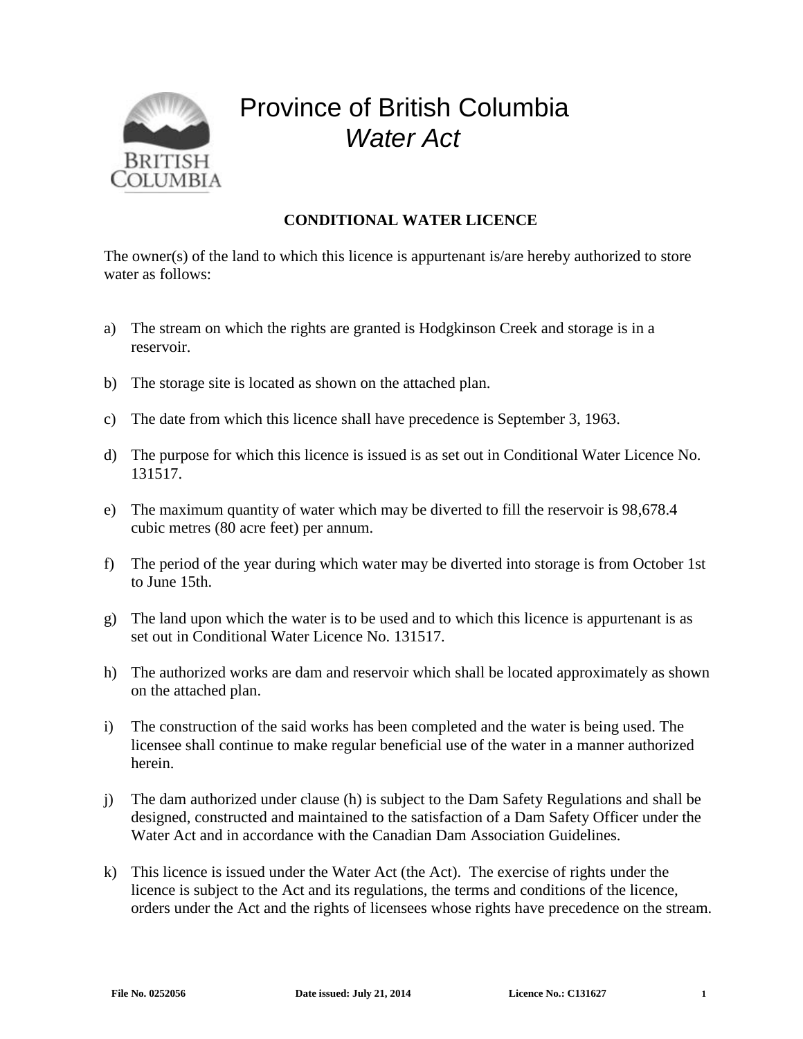# Province of British Columbia
## *Water Act*

### CONDITIONAL WATER LICENCE

The owner(s) of the land to which this licence is appurtenant is/are hereby authorized to store water as follows:

a) The stream on which the rights are granted is Hodgkinson Creek and storage is in a reservoir.

b) The storage site is located as shown on the attached plan.

c) The date from which this licence shall have precedence is September 3, 1963.

d) The purpose for which this licence is issued is as set out in Conditional Water Licence No. 131517.

e) The maximum quantity of water which may be diverted to fill the reservoir is 98,678.4 cubic metres (80 acre feet) per annum.

f) The period of the year during which water may be diverted into storage is from October 1st to June 15th.

g) The land upon which the water is to be used and to which this licence is appurtenant is as set out in Conditional Water Licence No. 131517.

h) The authorized works are dam and reservoir which shall be located approximately as shown on the attached plan.

i) The construction of the said works has been completed and the water is being used. The licensee shall continue to make regular beneficial use of the water in a manner authorized herein.

j) The dam authorized under clause (h) is subject to the Dam Safety Regulations and shall be designed, constructed and maintained to the satisfaction of a Dam Safety Officer under the Water Act and in accordance with the Canadian Dam Association Guidelines.

k) This licence is issued under the Water Act (the Act). The exercise of rights under the licence is subject to the Act and its regulations, the terms and conditions of the licence, orders under the Act and the rights of licensees whose rights have precedence on the stream.

**File No. 0252056** **Date issued: July 21, 2014** **Licence No.: C131627**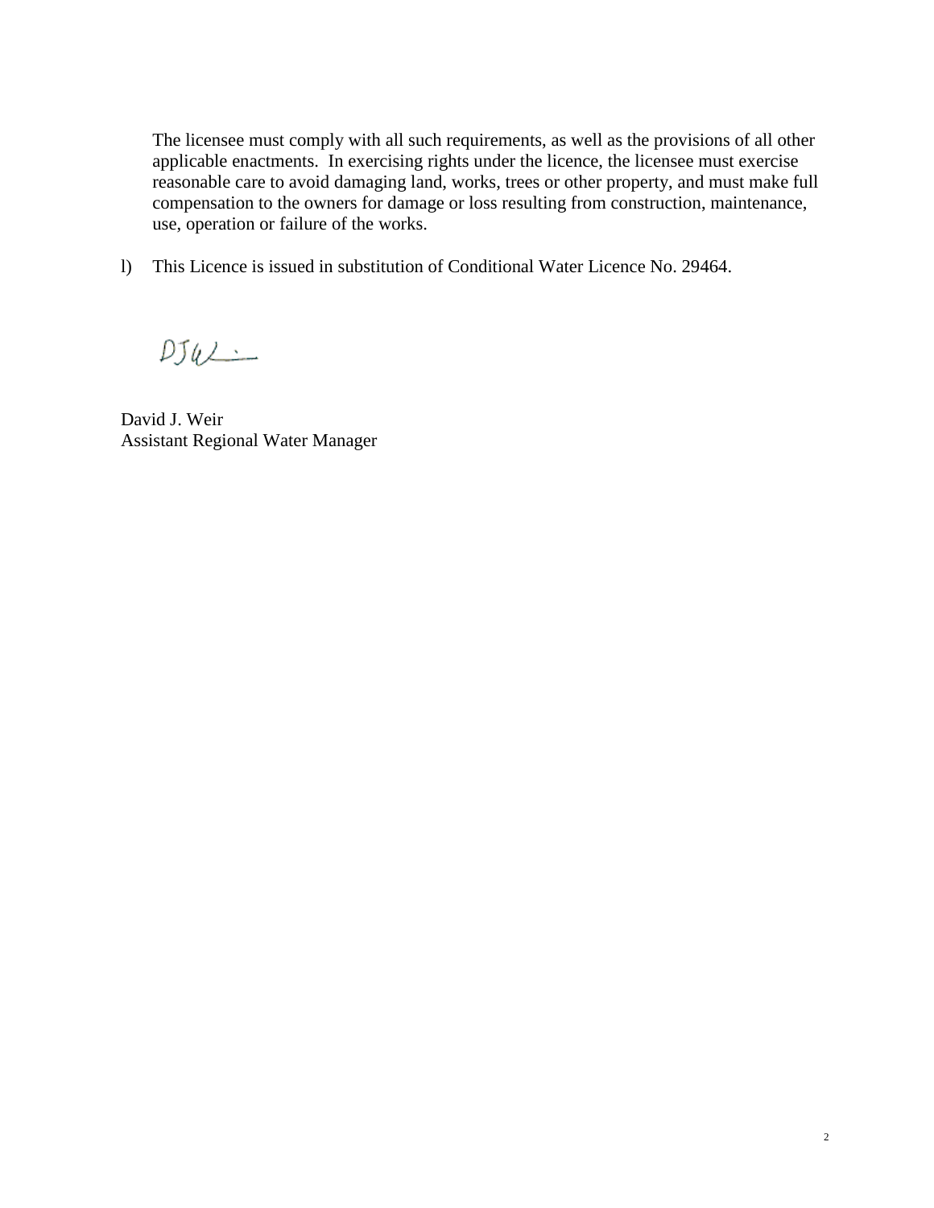The licensee must comply with all such requirements, as well as the provisions of all other applicable enactments. In exercising rights under the licence, the licensee must exercise reasonable care to avoid damaging land, works, trees or other property, and must make full compensation to the owners for damage or loss resulting from construction, maintenance, use, operation or failure of the works.

l) This Licence is issued in substitution of Conditional Water Licence No. 29464.

David J. Weir
Assistant Regional Water Manager